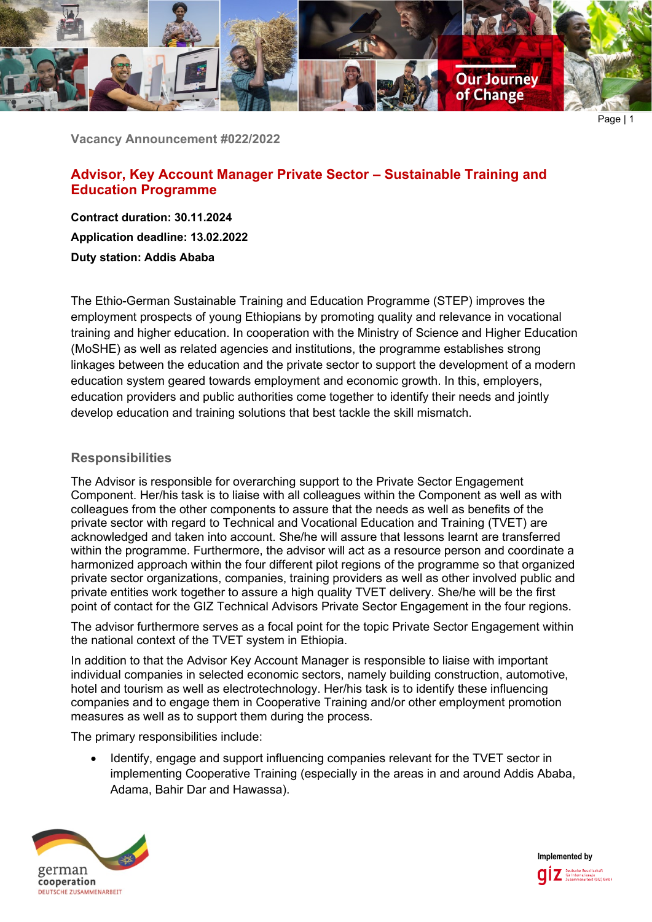Vacancy Announcement #022/2022

# Advisor, Key Account Manager Private Sector – Sustainable Training and Education Programme

**Contract duration: 30.11.2024**

**Application deadline: 13.02.2022**

**Duty station: Addis Ababa**

The Ethio-German Sustainable Training and Education Programme (STEP) improves the employment prospects of young Ethiopians by promoting quality and relevance in vocational training and higher education. In cooperation with the Ministry of Science and Higher Education (MoSHE) as well as related agencies and institutions, the programme establishes strong linkages between the education and the private sector to support the development of a modern education system geared towards employment and economic growth. In this, employers, education providers and public authorities come together to identify their needs and jointly develop education and training solutions that best tackle the skill mismatch.

## Responsibilities

The Advisor is responsible for overarching support to the Private Sector Engagement Component. Her/his task is to liaise with all colleagues within the Component as well as with colleagues from the other components to assure that the needs as well as benefits of the private sector with regard to Technical and Vocational Education and Training (TVET) are acknowledged and taken into account. She/he will assure that lessons learnt are transferred within the programme. Furthermore, the advisor will act as a resource person and coordinate a harmonized approach within the four different pilot regions of the programme so that organized private sector organizations, companies, training providers as well as other involved public and private entities work together to assure a high quality TVET delivery. She/he will be the first point of contact for the GIZ Technical Advisors Private Sector Engagement in the four regions.

The advisor furthermore serves as a focal point for the topic Private Sector Engagement within the national context of the TVET system in Ethiopia.

In addition to that the Advisor Key Account Manager is responsible to liaise with important individual companies in selected economic sectors, namely building construction, automotive, hotel and tourism as well as electrotechnology. Her/his task is to identify these influencing companies and to engage them in Cooperative Training and/or other employment promotion measures as well as to support them during the process.

The primary responsibilities include:

- Identify, engage and support influencing companies relevant for the TVET sector in implementing Cooperative Training (especially in the areas in and around Addis Ababa, Adama, Bahir Dar and Hawassa).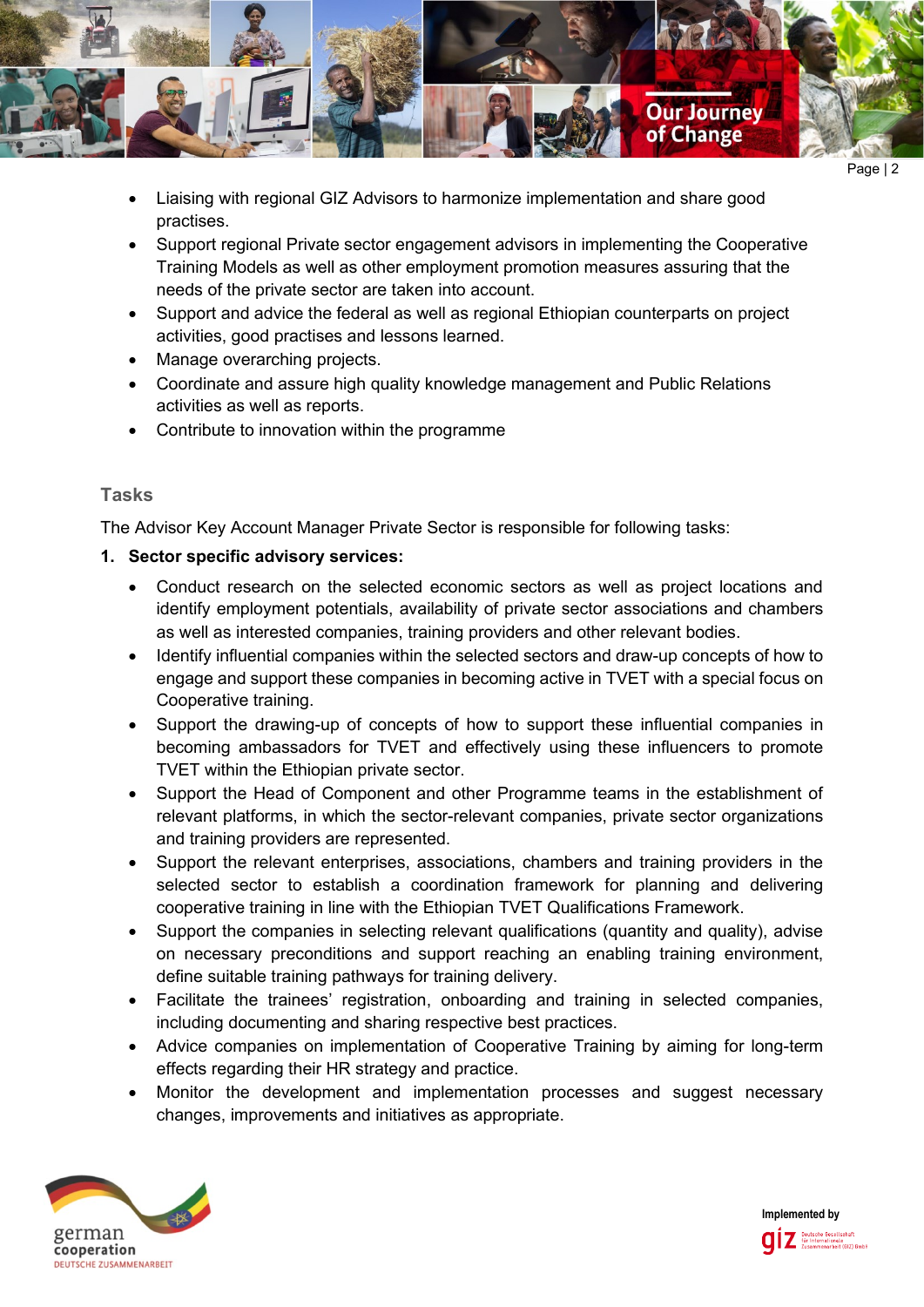- Liaising with regional GIZ Advisors to harmonize implementation and share good practises.
- Support regional Private sector engagement advisors in implementing the Cooperative Training Models as well as other employment promotion measures assuring that the needs of the private sector are taken into account.
- Support and advice the federal as well as regional Ethiopian counterparts on project activities, good practises and lessons learned.
- Manage overarching projects.
- Coordinate and assure high quality knowledge management and Public Relations activities as well as reports.
- Contribute to innovation within the programme

## Tasks

The Advisor Key Account Manager Private Sector is responsible for following tasks:

1. **Sector specific advisory services:**
    - Conduct research on the selected economic sectors as well as project locations and identify employment potentials, availability of private sector associations and chambers as well as interested companies, training providers and other relevant bodies.
    - Identify influential companies within the selected sectors and draw-up concepts of how to engage and support these companies in becoming active in TVET with a special focus on Cooperative training.
    - Support the drawing-up of concepts of how to support these influential companies in becoming ambassadors for TVET and effectively using these influencers to promote TVET within the Ethiopian private sector.
    - Support the Head of Component and other Programme teams in the establishment of relevant platforms, in which the sector-relevant companies, private sector organizations and training providers are represented.
    - Support the relevant enterprises, associations, chambers and training providers in the selected sector to establish a coordination framework for planning and delivering cooperative training in line with the Ethiopian TVET Qualifications Framework.
    - Support the companies in selecting relevant qualifications (quantity and quality), advise on necessary preconditions and support reaching an enabling training environment, define suitable training pathways for training delivery.
    - Facilitate the trainees' registration, onboarding and training in selected companies, including documenting and sharing respective best practices.
    - Advice companies on implementation of Cooperative Training by aiming for long-term effects regarding their HR strategy and practice.
    - Monitor the development and implementation processes and suggest necessary changes, improvements and initiatives as appropriate.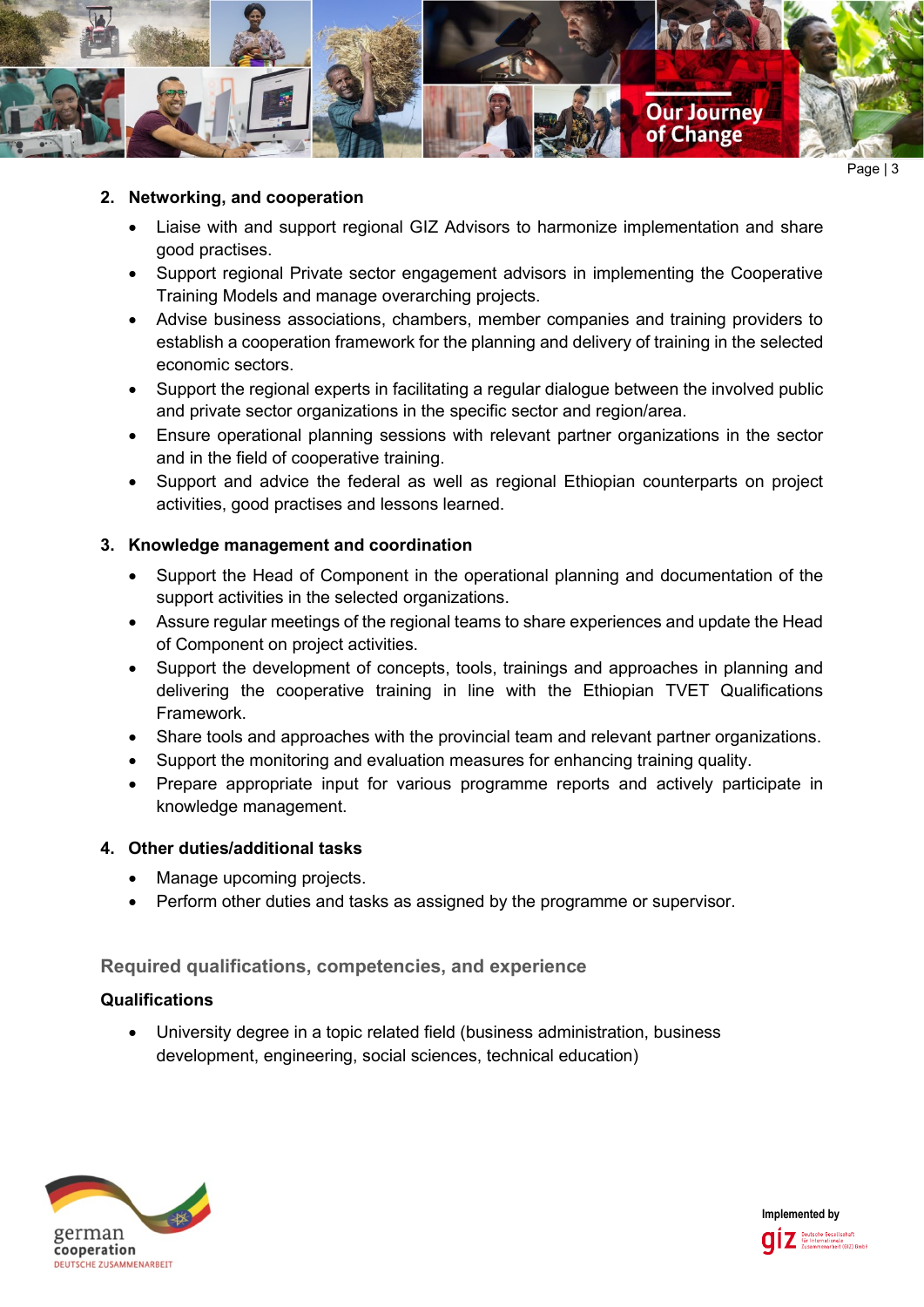2. **Networking, and cooperation**
    - Liaise with and support regional GIZ Advisors to harmonize implementation and share good practises.
    - Support regional Private sector engagement advisors in implementing the Cooperative Training Models and manage overarching projects.
    - Advise business associations, chambers, member companies and training providers to establish a cooperation framework for the planning and delivery of training in the selected economic sectors.
    - Support the regional experts in facilitating a regular dialogue between the involved public and private sector organizations in the specific sector and region/area.
    - Ensure operational planning sessions with relevant partner organizations in the sector and in the field of cooperative training.
    - Support and advice the federal as well as regional Ethiopian counterparts on project activities, good practises and lessons learned.

3. **Knowledge management and coordination**
    - Support the Head of Component in the operational planning and documentation of the support activities in the selected organizations.
    - Assure regular meetings of the regional teams to share experiences and update the Head of Component on project activities.
    - Support the development of concepts, tools, trainings and approaches in planning and delivering the cooperative training in line with the Ethiopian TVET Qualifications Framework.
    - Share tools and approaches with the provincial team and relevant partner organizations.
    - Support the monitoring and evaluation measures for enhancing training quality.
    - Prepare appropriate input for various programme reports and actively participate in knowledge management.

4. **Other duties/additional tasks**
    - Manage upcoming projects.
    - Perform other duties and tasks as assigned by the programme or supervisor.

## Required qualifications, competencies, and experience

### Qualifications

- University degree in a topic related field (business administration, business development, engineering, social sciences, technical education)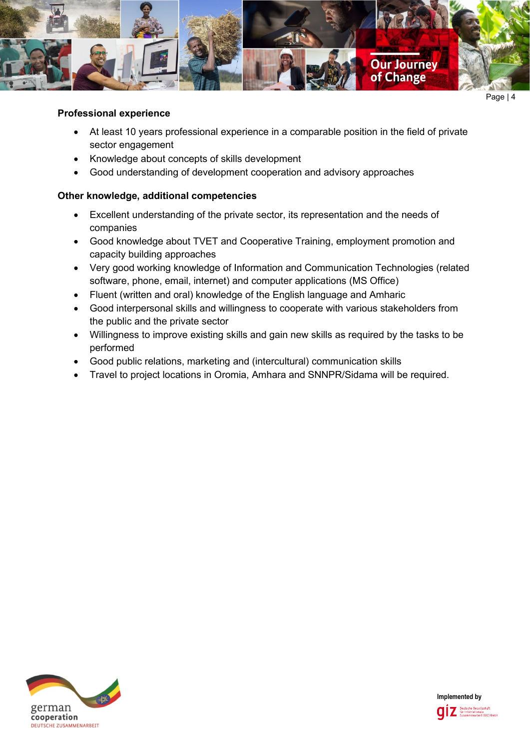**Professional experience**

- At least 10 years professional experience in a comparable position in the field of private sector engagement
- Knowledge about concepts of skills development
- Good understanding of development cooperation and advisory approaches

**Other knowledge, additional competencies**

- Excellent understanding of the private sector, its representation and the needs of companies
- Good knowledge about TVET and Cooperative Training, employment promotion and capacity building approaches
- Very good working knowledge of Information and Communication Technologies (related software, phone, email, internet) and computer applications (MS Office)
- Fluent (written and oral) knowledge of the English language and Amharic
- Good interpersonal skills and willingness to cooperate with various stakeholders from the public and the private sector
- Willingness to improve existing skills and gain new skills as required by the tasks to be performed
- Good public relations, marketing and (intercultural) communication skills
- Travel to project locations in Oromia, Amhara and SNNPR/Sidama will be required.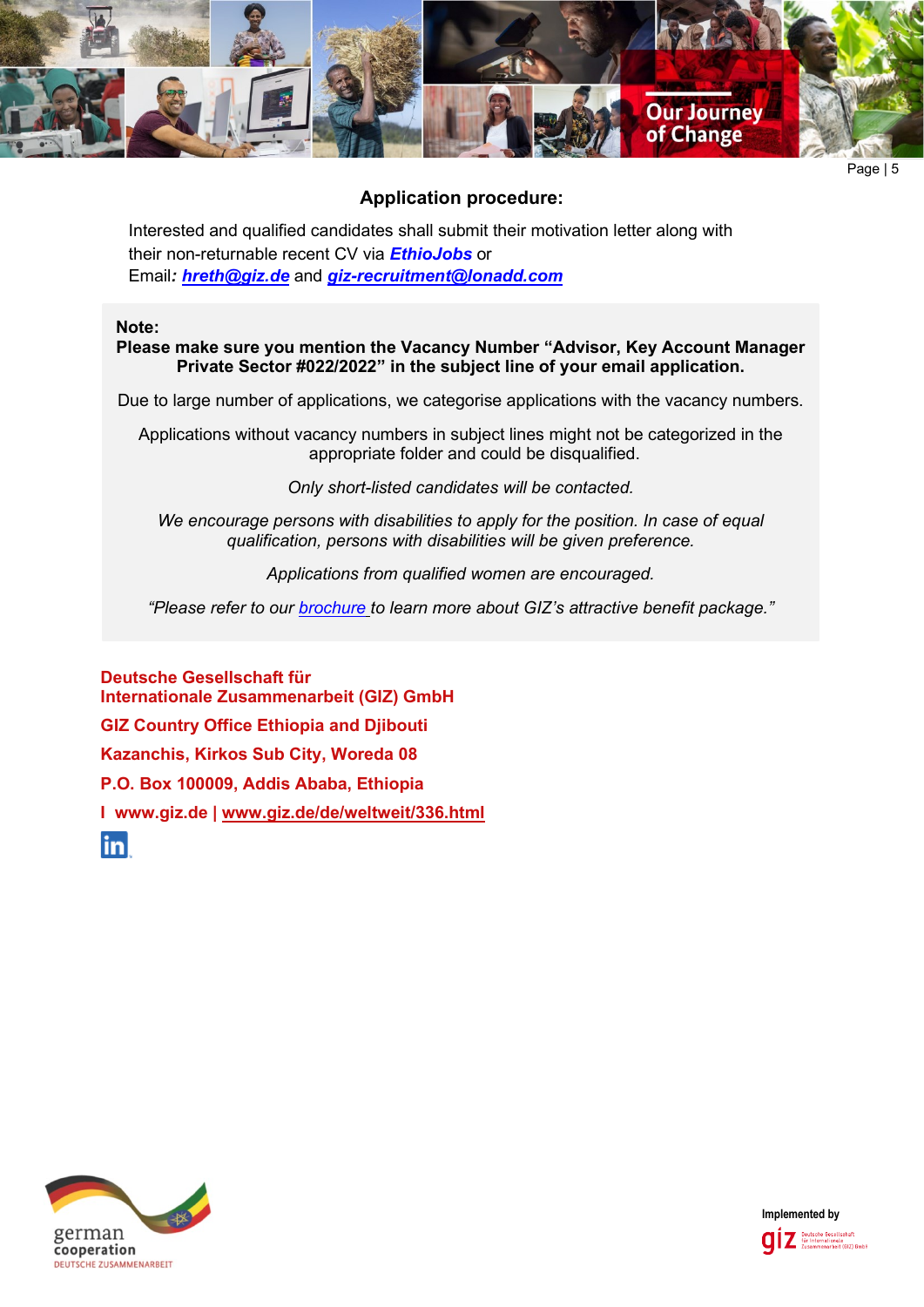## Application procedure:

Interested and qualified candidates shall submit their motivation letter along with their non-returnable recent CV via ***EthioJobs*** or
Email***:*** ***hreth@giz.de*** and ***giz-recruitment@lonadd.com***

**Note:**
**Please make sure you mention the Vacancy Number "Advisor, Key Account Manager Private Sector #022/2022" in the subject line of your email application.**

Due to large number of applications, we categorise applications with the vacancy numbers.

Applications without vacancy numbers in subject lines might not be categorized in the appropriate folder and could be disqualified.

*Only short-listed candidates will be contacted.*

*We encourage persons with disabilities to apply for the position. In case of equal qualification, persons with disabilities will be given preference.*

*Applications from qualified women are encouraged.*

*"Please refer to our brochure to learn more about GIZ's attractive benefit package."*

**Deutsche Gesellschaft für**
**Internationale Zusammenarbeit (GIZ) GmbH**
**GIZ Country Office Ethiopia and Djibouti**
**Kazanchis, Kirkos Sub City, Woreda 08**
**P.O. Box 100009, Addis Ababa, Ethiopia**
**I www.giz.de | www.giz.de/de/weltweit/336.html**

german cooperation
DEUTSCHE ZUSAMMENARBEIT

Implemented by
giz Deutsche Gesellschaft für Internationale Zusammenarbeit (GIZ) GmbH